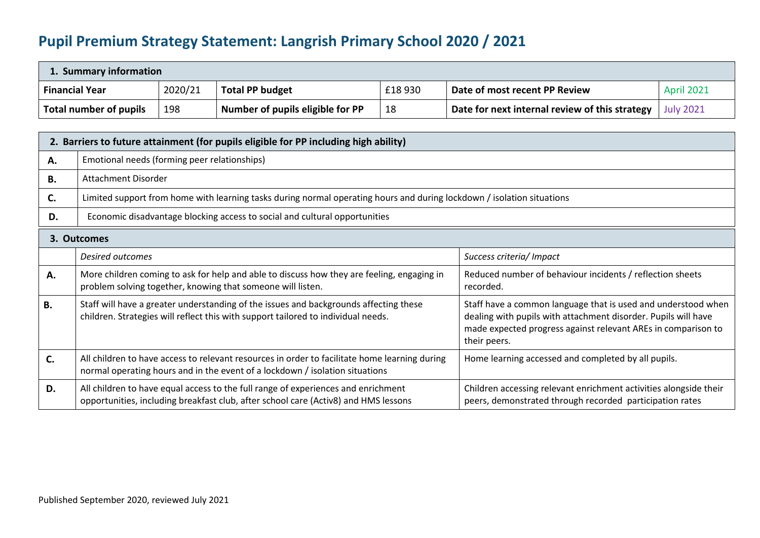# Pupil Premium Strategy Statement: Langrish Primary School 2020 / 2021

| 1. Summary information | | | | | |
|---|---|---|---|---|---|
| **Financial Year** | 2020/21 | **Total PP budget** | £18 930 | **Date of most recent PP Review** | April 2021 |
| **Total number of pupils** | 198 | **Number of pupils eligible for PP** | 18 | **Date for next internal review of this strategy** | July 2021 |

| 2. Barriers to future attainment (for pupils eligible for PP including high ability) | |
|---|---|
| **A.** | Emotional needs (forming peer relationships) |
| **B.** | Attachment Disorder |
| **C.** | Limited support from home with learning tasks during normal operating hours and during lockdown / isolation situations |
| **D.** | Economic disadvantage blocking access to social and cultural opportunities |

| 3. Outcomes | | |
|---|---|---|
| | *Desired outcomes* | *Success criteria/ Impact* |
| **A.** | More children coming to ask for help and able to discuss how they are feeling, engaging in problem solving together, knowing that someone will listen. | Reduced number of behaviour incidents / reflection sheets recorded. |
| **B.** | Staff will have a greater understanding of the issues and backgrounds affecting these children. Strategies will reflect this with support tailored to individual needs. | Staff have a common language that is used and understood when dealing with pupils with attachment disorder. Pupils will have made expected progress against relevant AREs in comparison to their peers. |
| **C.** | All children to have access to relevant resources in order to facilitate home learning during normal operating hours and in the event of a lockdown / isolation situations | Home learning accessed and completed by all pupils. |
| **D.** | All children to have equal access to the full range of experiences and enrichment opportunities, including breakfast club, after school care (Activ8) and HMS lessons | Children accessing relevant enrichment activities alongside their peers, demonstrated through recorded participation rates |

Published September 2020, reviewed July 2021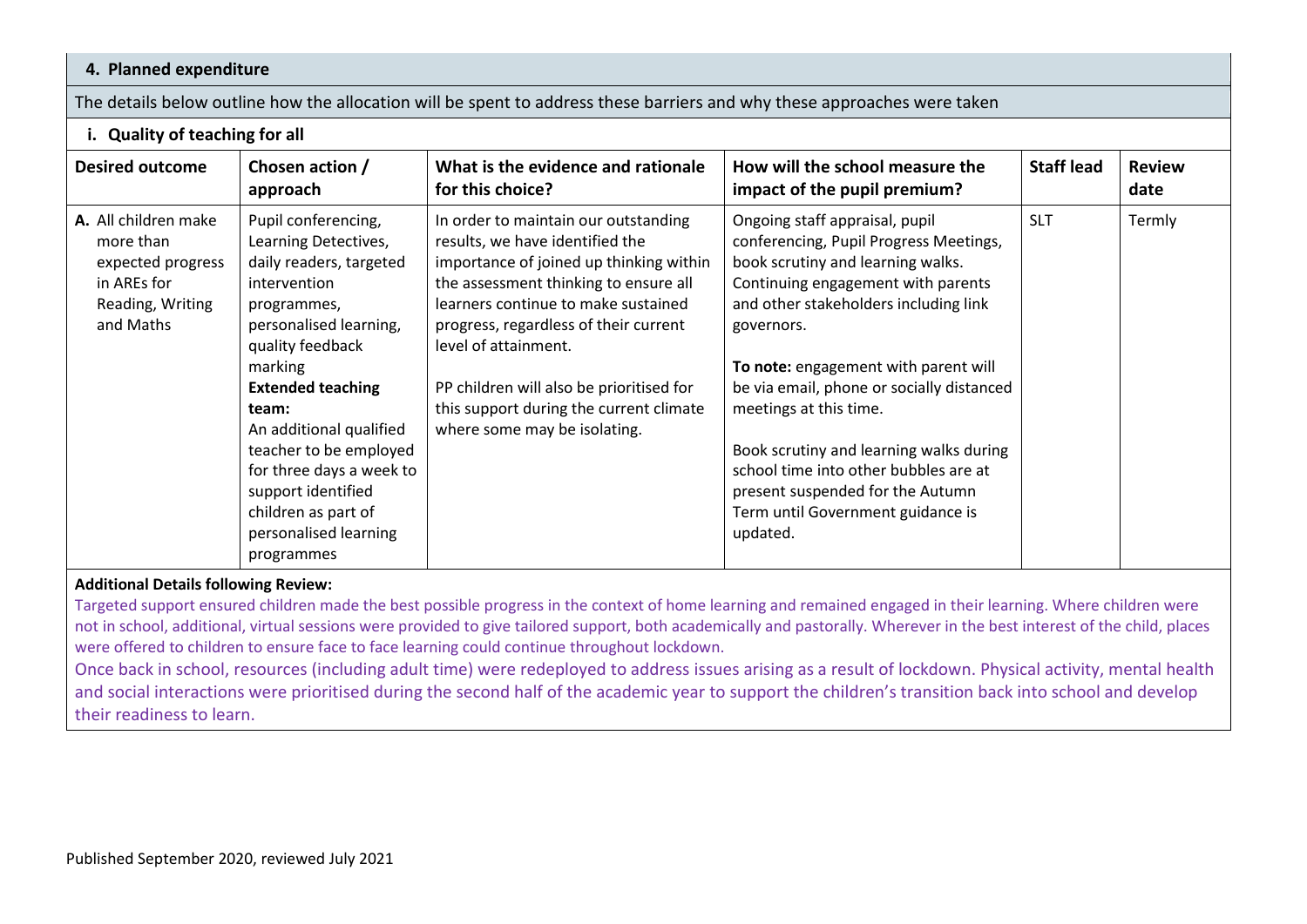## 4. Planned expenditure

The details below outline how the allocation will be spent to address these barriers and why these approaches were taken

### i. Quality of teaching for all

| Desired outcome | Chosen action / approach | What is the evidence and rationale for this choice? | How will the school measure the impact of the pupil premium? | Staff lead | Review date |
|---|---|---|---|---|---|
| **A.** All children make more than expected progress in AREs for Reading, Writing and Maths | Pupil conferencing, Learning Detectives, daily readers, targeted intervention programmes, personalised learning, quality feedback marking<br>**Extended teaching team:**<br>An additional qualified teacher to be employed for three days a week to support identified children as part of personalised learning programmes | In order to maintain our outstanding results, we have identified the importance of joined up thinking within the assessment thinking to ensure all learners continue to make sustained progress, regardless of their current level of attainment.<br><br>PP children will also be prioritised for this support during the current climate where some may be isolating. | Ongoing staff appraisal, pupil conferencing, Pupil Progress Meetings, book scrutiny and learning walks. Continuing engagement with parents and other stakeholders including link governors.<br><br>**To note:** engagement with parent will be via email, phone or socially distanced meetings at this time.<br><br>Book scrutiny and learning walks during school time into other bubbles are at present suspended for the Autumn Term until Government guidance is updated. | SLT | Termly |

**Additional Details following Review:**

Targeted support ensured children made the best possible progress in the context of home learning and remained engaged in their learning. Where children were not in school, additional, virtual sessions were provided to give tailored support, both academically and pastorally. Wherever in the best interest of the child, places were offered to children to ensure face to face learning could continue throughout lockdown.

Once back in school, resources (including adult time) were redeployed to address issues arising as a result of lockdown. Physical activity, mental health and social interactions were prioritised during the second half of the academic year to support the children's transition back into school and develop their readiness to learn.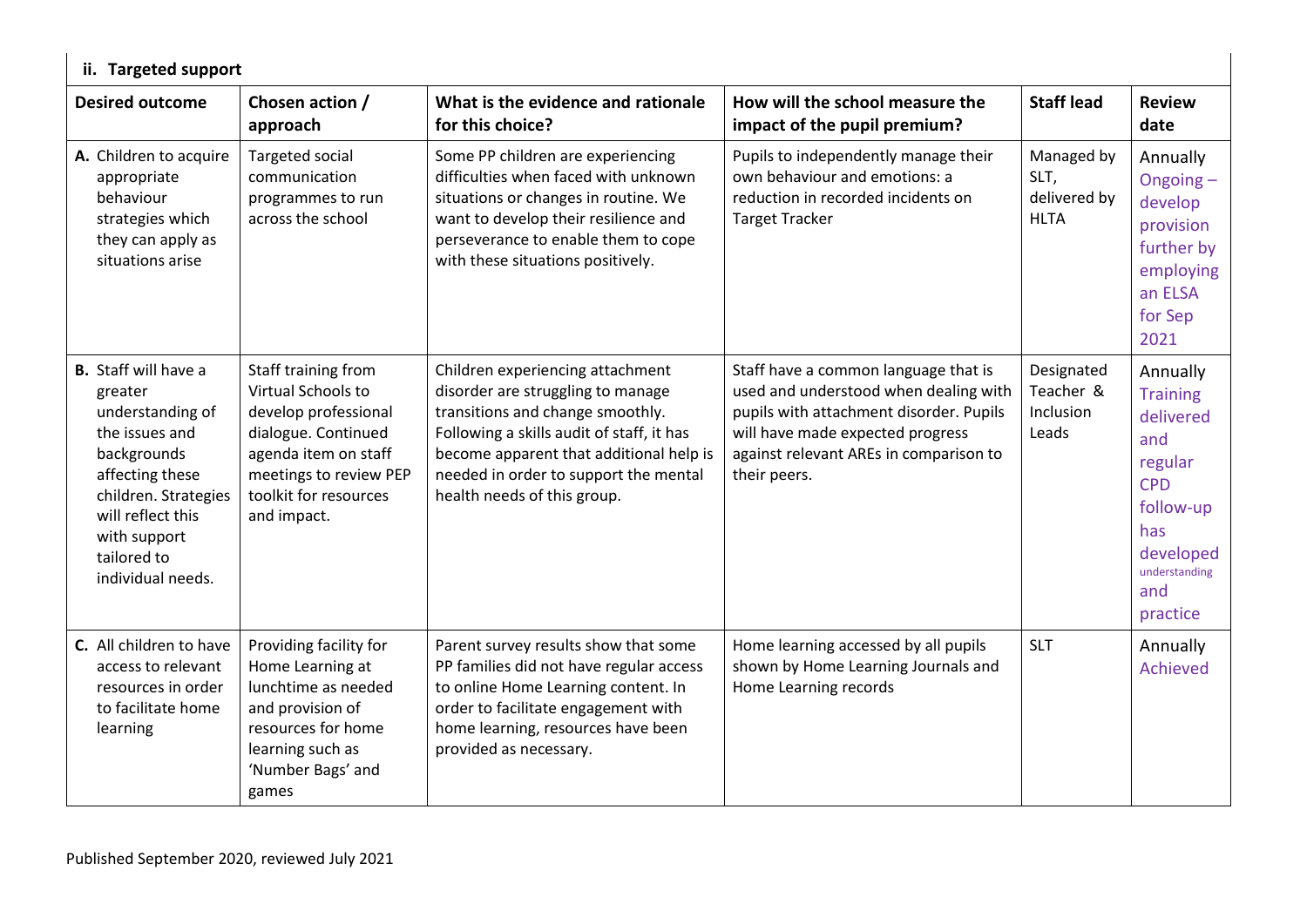### ii. Targeted support

| Desired outcome | Chosen action / approach | What is the evidence and rationale for this choice? | How will the school measure the impact of the pupil premium? | Staff lead | Review date |
|---|---|---|---|---|---|
| **A.** Children to acquire appropriate behaviour strategies which they can apply as situations arise | Targeted social communication programmes to run across the school | Some PP children are experiencing difficulties when faced with unknown situations or changes in routine. We want to develop their resilience and perseverance to enable them to cope with these situations positively. | Pupils to independently manage their own behaviour and emotions: a reduction in recorded incidents on Target Tracker | Managed by SLT, delivered by HLTA | Annually Ongoing – develop provision further by employing an ELSA for Sep 2021 |
| **B.** Staff will have a greater understanding of the issues and backgrounds affecting these children. Strategies will reflect this with support tailored to individual needs. | Staff training from Virtual Schools to develop professional dialogue. Continued agenda item on staff meetings to review PEP toolkit for resources and impact. | Children experiencing attachment disorder are struggling to manage transitions and change smoothly. Following a skills audit of staff, it has become apparent that additional help is needed in order to support the mental health needs of this group. | Staff have a common language that is used and understood when dealing with pupils with attachment disorder. Pupils will have made expected progress against relevant AREs in comparison to their peers. | Designated Teacher & Inclusion Leads | Annually Training delivered and regular CPD follow-up has developed understanding and practice |
| **C.** All children to have access to relevant resources in order to facilitate home learning | Providing facility for Home Learning at lunchtime as needed and provision of resources for home learning such as 'Number Bags' and games | Parent survey results show that some PP families did not have regular access to online Home Learning content. In order to facilitate engagement with home learning, resources have been provided as necessary. | Home learning accessed by all pupils shown by Home Learning Journals and Home Learning records | SLT | Annually Achieved |

Published September 2020, reviewed July 2021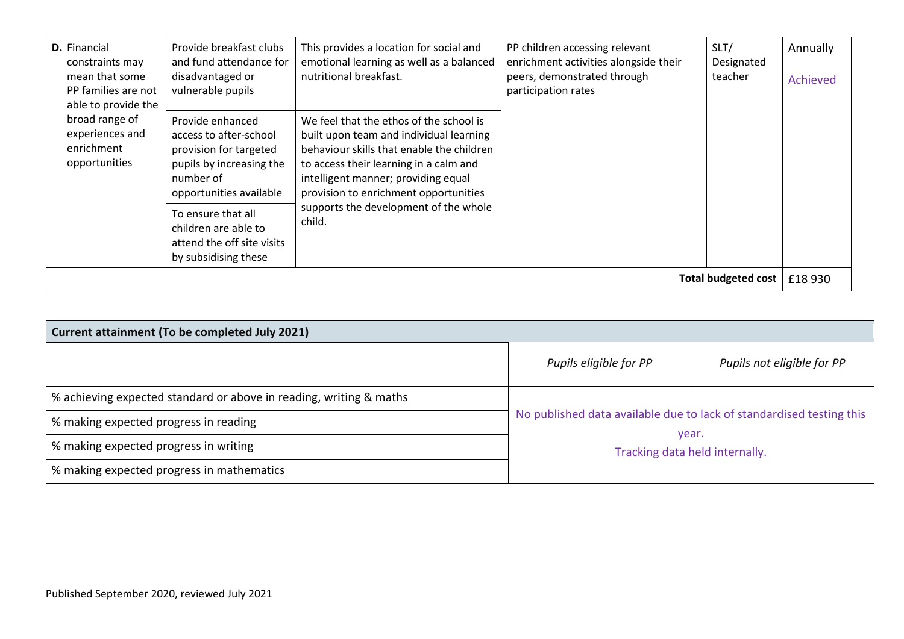| | | | | | |
|---|---|---|---|---|---|
| **D.** Financial constraints may mean that some PP families are not able to provide the broad range of experiences and enrichment opportunities | Provide breakfast clubs and fund attendance for disadvantaged or vulnerable pupils | This provides a location for social and emotional learning as well as a balanced nutritional breakfast. | PP children accessing relevant enrichment activities alongside their peers, demonstrated through participation rates | SLT/ Designated teacher | Annually<br><br>Achieved |
| | Provide enhanced access to after-school provision for targeted pupils by increasing the number of opportunities available | We feel that the ethos of the school is built upon team and individual learning behaviour skills that enable the children to access their learning in a calm and intelligent manner; providing equal provision to enrichment opportunities supports the development of the whole child. | | | |
| | To ensure that all children are able to attend the off site visits by subsidising these | | | | |
| | | | | **Total budgeted cost** | £18 930 |

| **Current attainment (To be completed July 2021)** | | |
|---|---|---|
| | *Pupils eligible for PP* | *Pupils not eligible for PP* |
| % achieving expected standard or above in reading, writing & maths | No published data available due to lack of standardised testing this year. Tracking data held internally. | |
| % making expected progress in reading | | |
| % making expected progress in writing | | |
| % making expected progress in mathematics | | |

Published September 2020, reviewed July 2021